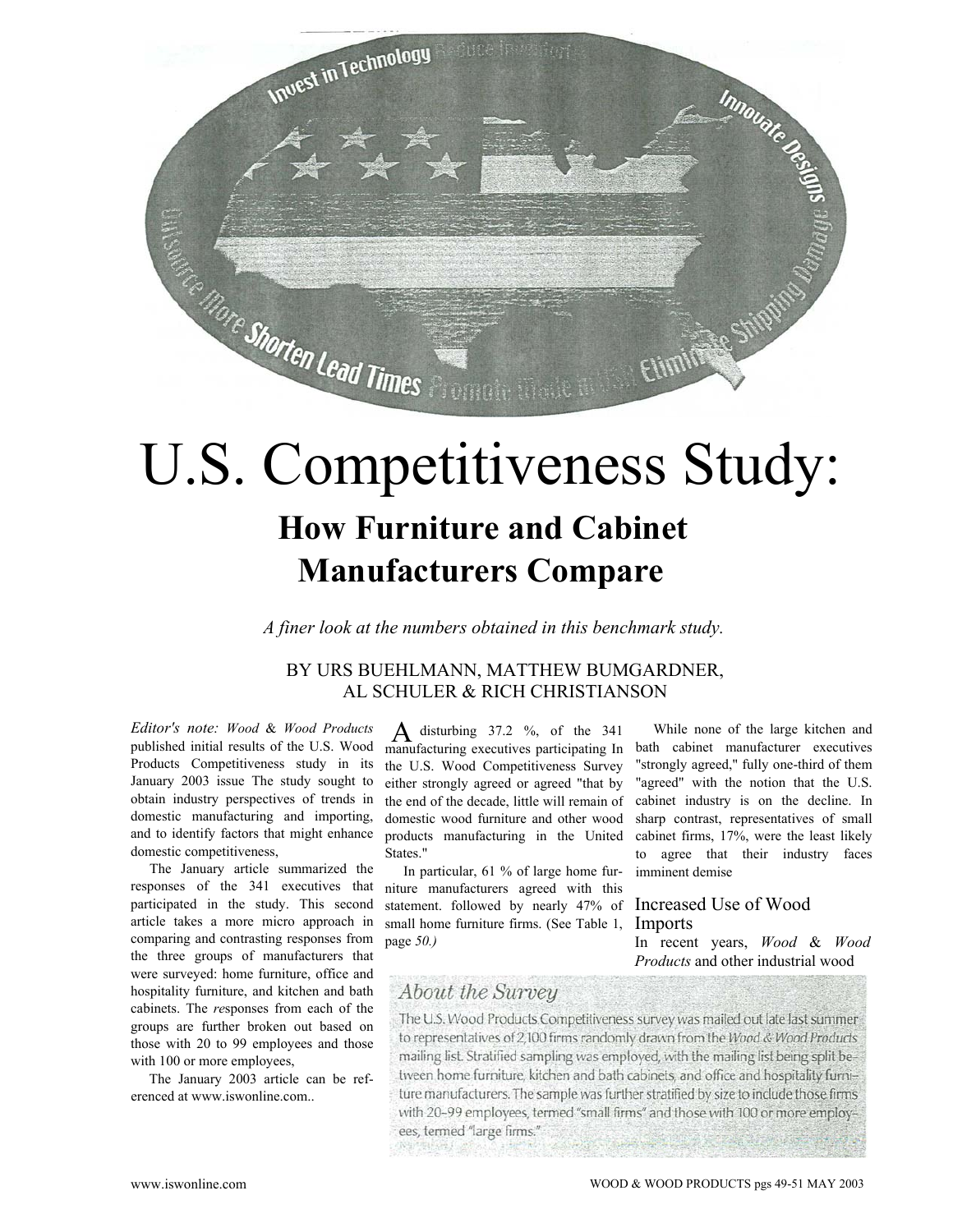# U.S. Competitiveness Study:

## How Furniture and Cabinet Manufacturers Compare

*A finer look at the numbers obtained in this benchmark study.*

BY URS BUEHLMANN, MATTHEW BUMGARDNER, AL SCHULER & RICH CHRISTIANSON

*Editor's note: Wood & Wood Products* published initial results of the U.S. Wood Products Competitiveness study in its January 2003 issue The study sought to obtain industry perspectives of trends in domestic manufacturing and importing, and to identify factors that might enhance domestic competitiveness,

The January article summarized the responses of the 341 executives that participated in the study. This second article takes a more micro approach in comparing and contrasting responses from the three groups of manufacturers that were surveyed: home furniture, office and hospitality furniture, and kitchen and bath cabinets. The *re*sponses from each of the groups are further broken out based on those with 20 to 99 employees and those with 100 or more employees,

The January 2003 article can be referenced at www.iswonline.com..

A disturbing 37.2 %, of the 341 manufacturing executives participating In the U.S. Wood Competitiveness Survey either strongly agreed or agreed "that by the end of the decade, little will remain of domestic wood furniture and other wood products manufacturing in the United States."

In particular, 61 % of large home furniture manufacturers agreed with this statement. followed by nearly 47% of small home furniture firms. (See Table 1, page *50.)*

While none of the large kitchen and bath cabinet manufacturer executives "strongly agreed," fully one-third of them "agreed" with the notion that the U.S. cabinet industry is on the decline. In sharp contrast, representatives of small cabinet firms, 17%, were the least likely to agree that their industry faces imminent demise

### Increased Use of Wood Imports

In recent years, *Wood* & *Wood Products* and other industrial wood

### About the Survey

The U.S. Wood Products Competitiveness survey was mailed out late last summer to representatives of 2,100 firms randomly drawn from the *Wood & Wood Products* mailing list. Stratified sampling was employed, with the mailing list being split between home furniture, kitchen and bath cabinets, and office and hospitality furniture manufacturers. The sample was further stratified by size to include those firms with 20-99 employees, termed "small firms" and those with 100 or more employees, termed "large firms."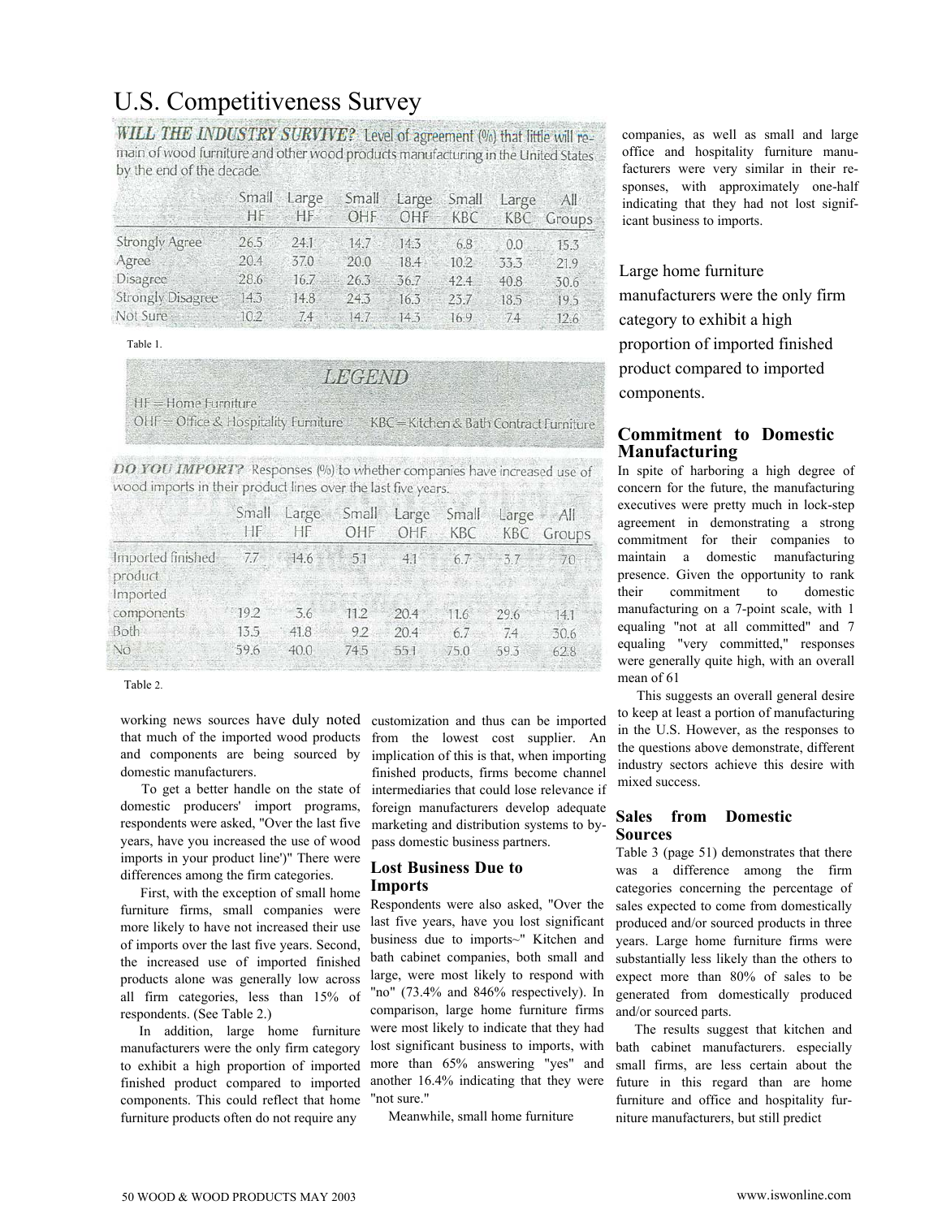# U.S. Competitiveness Survey

**WILL THE INDUSTRY SURVIVE?** Level of agreement (%) that little will remain of wood furniture and other wood products manufacturing in the United States by the end of the decade.

| | Small HF | Large HF | Small OHF | Large OHF | Small KBC | Large KBC | All Groups |
|---|---|---|---|---|---|---|---|
| Strongly Agree | 26.5 | 24.1 | 14.7 | 14.3 | 6.8 | 0.0 | 15.3 |
| Agree | 20.4 | 37.0 | 20.0 | 18.4 | 10.2 | 33.3 | 21.9 |
| Disagree | 28.6 | 16.7 | 26.3 | 36.7 | 42.4 | 40.8 | 30.6 |
| Strongly Disagree | 14.3 | 14.8 | 24.3 | 16.3 | 23.7 | 18.5 | 19.5 |
| Not Sure | 10.2 | 7.4 | 14.7 | 14.3 | 16.9 | 7.4 | 12.6 |

Table 1.

**LEGEND**

HF = Home Furniture

OHF = Office & Hospitality Furniture    KBC = Kitchen & Bath Contract Furniture

**DO YOU IMPORT?** Responses (%) to whether companies have increased use of wood imports in their product lines over the last five years.

| | Small HF | Large HF | Small OHF | Large OHF | Small KBC | Large KBC | All Groups |
|---|---|---|---|---|---|---|---|
| Imported finished product | 7.7 | 14.6 | 5.1 | 4.1 | 6.7 | 3.7 | 7.0 |
| Imported components | 19.2 | 3.6 | 11.2 | 20.4 | 11.6 | 29.6 | 14.1 |
| Both | 13.5 | 41.8 | 9.2 | 20.4 | 6.7 | 7.4 | 30.6 |
| No | 59.6 | 40.0 | 74.5 | 55.1 | 75.0 | 59.3 | 62.8 |

Table 2.

working news sources have duly noted that much of the imported wood products and components are being sourced by domestic manufacturers.

To get a better handle on the state of domestic producers' import programs, respondents were asked, "Over the last five years, have you increased the use of wood imports in your product line')" There were differences among the firm categories.

First, with the exception of small home furniture firms, small companies were more likely to have not increased their use of imports over the last five years. Second, the increased use of imported finished products alone was generally low across all firm categories, less than 15% of respondents. (See Table 2.)

In addition, large home furniture manufacturers were the only firm category to exhibit a high proportion of imported finished product compared to imported components. This could reflect that home furniture products often do not require any customization and thus can be imported from the lowest cost supplier. An implication of this is that, when importing finished products, firms become channel intermediaries that could lose relevance if foreign manufacturers develop adequate marketing and distribution systems to bypass domestic business partners.

## Lost Business Due to Imports

Respondents were also asked, "Over the last five years, have you lost significant business due to imports~" Kitchen and bath cabinet companies, both small and large, were most likely to respond with "no" (73.4% and 846% respectively). In comparison, large home furniture firms were most likely to indicate that they had lost significant business to imports, with more than 65% answering "yes" and another 16.4% indicating that they were "not sure."

Meanwhile, small home furniture companies, as well as small and large office and hospitality furniture manufacturers were very similar in their responses, with approximately one-half indicating that they had not lost significant business to imports.

Large home furniture manufacturers were the only firm category to exhibit a high proportion of imported finished product compared to imported components.

## Commitment to Domestic Manufacturing

In spite of harboring a high degree of concern for the future, the manufacturing executives were pretty much in lock-step agreement in demonstrating a strong commitment for their companies to maintain a domestic manufacturing presence. Given the opportunity to rank their commitment to domestic manufacturing on a 7-point scale, with 1 equaling "not at all committed" and 7 equaling "very committed," responses were generally quite high, with an overall mean of 61

This suggests an overall general desire to keep at least a portion of manufacturing in the U.S. However, as the responses to the questions above demonstrate, different industry sectors achieve this desire with mixed success.

## Sales from Domestic Sources

Table 3 (page 51) demonstrates that there was a difference among the firm categories concerning the percentage of sales expected to come from domestically produced and/or sourced products in three years. Large home furniture firms were substantially less likely than the others to expect more than 80% of sales to be generated from domestically produced and/or sourced parts.

The results suggest that kitchen and bath cabinet manufacturers. especially small firms, are less certain about the future in this regard than are home furniture and office and hospitality furniture manufacturers, but still predict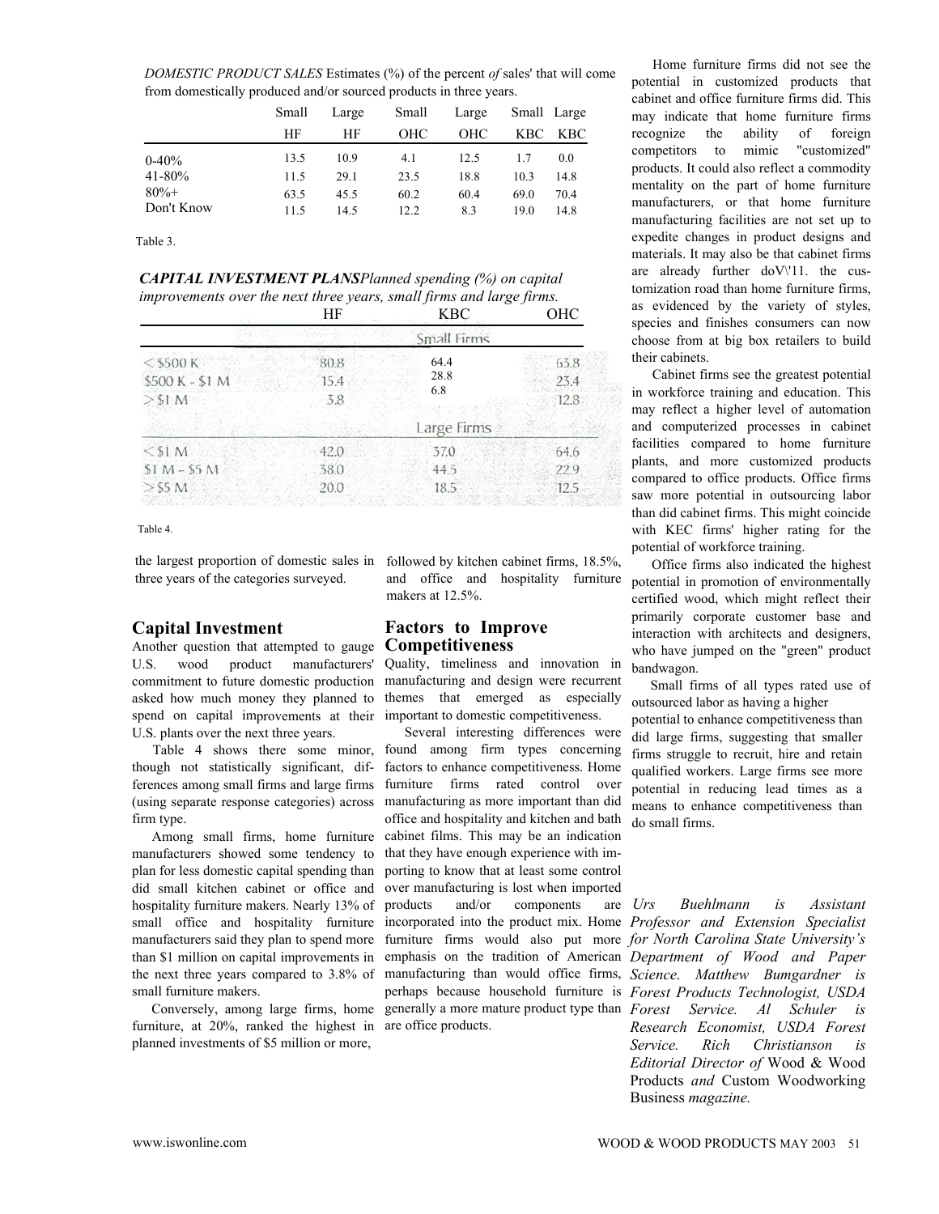*DOMESTIC PRODUCT SALES* Estimates (%) of the percent *of* sales' that will come from domestically produced and/or sourced products in three years.

| | Small HF | Large HF | Small OHC | Large OHC | Small KBC | Large KBC |
|---|---|---|---|---|---|---|
| 0-40% | 13.5 | 10.9 | 4.1 | 12.5 | 1.7 | 0.0 |
| 41-80% | 11.5 | 29.1 | 23.5 | 18.8 | 10.3 | 14.8 |
| 80%+ | 63.5 | 45.5 | 60.2 | 60.4 | 69.0 | 70.4 |
| Don't Know | 11.5 | 14.5 | 12.2 | 8.3 | 19.0 | 14.8 |

Table 3.

***CAPITAL INVESTMENT PLANS*** *Planned spending (%) on capital improvements over the next three years, small firms and large firms.*

| | HF | KBC | OHC |
|---|---|---|---|
| | | Small Firms | |
| < $500 K | 80.8 | 64.4 | 63.8 |
| $500 K - $1 M | 15.4 | 28.8 | 23.4 |
| > $1 M | 3.8 | 6.8 | 12.8 |
| | | Large Firms | |
| < $1 M | 42.0 | 37.0 | 64.6 |
| $1 M - $5 M | 38.0 | 44.5 | 22.9 |
| > $5 M | 20.0 | 18.5 | 12.5 |

Table 4.

the largest proportion of domestic sales in three years of the categories surveyed.

## Capital Investment

Another question that attempted to gauge U.S. wood product manufacturers' commitment to future domestic production asked how much money they planned to spend on capital improvements at their U.S. plants over the next three years.

Table 4 shows there some minor, though not statistically significant, differences among small firms and large firms (using separate response categories) across firm type.

Among small firms, home furniture manufacturers showed some tendency to plan for less domestic capital spending than did small kitchen cabinet or office and hospitality furniture makers. Nearly 13% of small office and hospitality furniture manufacturers said they plan to spend more than $1 million on capital improvements in the next three years compared to 3.8% of small furniture makers.

Conversely, among large firms, home furniture, at 20%, ranked the highest in planned investments of $5 million or more, followed by kitchen cabinet firms, 18.5%, and office and hospitality furniture makers at 12.5%.

## Factors to Improve Competitiveness

Quality, timeliness and innovation in manufacturing and design were recurrent themes that emerged as especially important to domestic competitiveness.

Several interesting differences were found among firm types concerning factors to enhance competitiveness. Home furniture firms rated control over manufacturing as more important than did office and hospitality and kitchen and bath cabinet films. This may be an indication that they have enough experience with importing to know that at least some control over manufacturing is lost when imported products and/or components are incorporated into the product mix. Home furniture firms would also put more emphasis on the tradition of American manufacturing than would office firms, perhaps because household furniture is generally a more mature product type than are office products.

Home furniture firms did not see the potential in customized products that cabinet and office furniture firms did. This may indicate that home furniture firms recognize the ability of foreign competitors to mimic "customized" products. It could also reflect a commodity mentality on the part of home furniture manufacturers, or that home furniture manufacturing facilities are not set up to expedite changes in product designs and materials. It may also be that cabinet firms are already further doV\'11. the customization road than home furniture firms, as evidenced by the variety of styles, species and finishes consumers can now choose from at big box retailers to build their cabinets.

Cabinet firms see the greatest potential in workforce training and education. This may reflect a higher level of automation and computerized processes in cabinet facilities compared to home furniture plants, and more customized products compared to office products. Office firms saw more potential in outsourcing labor than did cabinet firms. This might coincide with KEC firms' higher rating for the potential of workforce training.

Office firms also indicated the highest potential in promotion of environmentally certified wood, which might reflect their primarily corporate customer base and interaction with architects and designers, who have jumped on the "green" product bandwagon.

Small firms of all types rated use of outsourced labor as having a higher potential to enhance competitiveness than did large firms, suggesting that smaller firms struggle to recruit, hire and retain qualified workers. Large firms see more potential in reducing lead times as a means to enhance competitiveness than do small firms.

*Urs Buehlmann is Assistant Professor and Extension Specialist for North Carolina State University's Department of Wood and Paper Science. Matthew Bumgardner is Forest Products Technologist, USDA Forest Service. Al Schuler is Research Economist, USDA Forest Service. Rich Christianson is Editorial Director of* Wood & Wood Products *and* Custom Woodworking Business *magazine.*